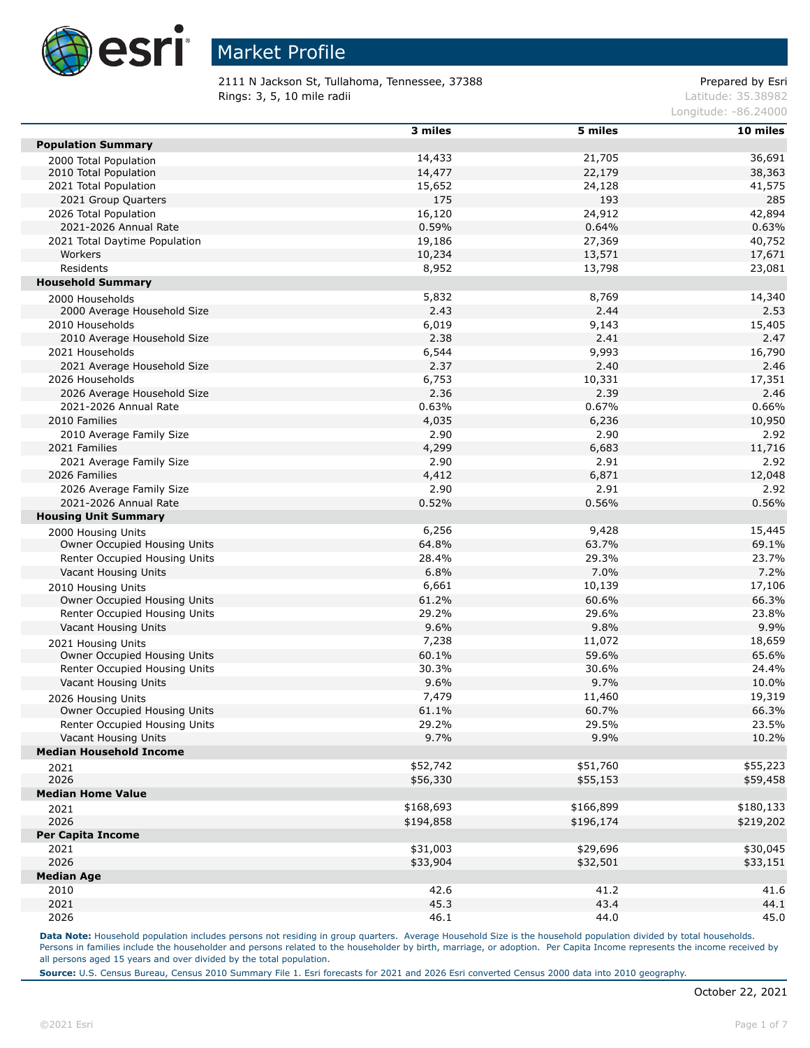# Market Profile

2111 N Jackson St, Tullahoma, Tennessee, 37388
Rings: 3, 5, 10 mile radii

Prepared by Esri
Latitude: 35.38982
Longitude: -86.24000

| | 3 miles | 5 miles | 10 miles |
|---|---|---|---|
| **Population Summary** | | | |
| 2000 Total Population | 14,433 | 21,705 | 36,691 |
| 2010 Total Population | 14,477 | 22,179 | 38,363 |
| 2021 Total Population | 15,652 | 24,128 | 41,575 |
| 2021 Group Quarters | 175 | 193 | 285 |
| 2026 Total Population | 16,120 | 24,912 | 42,894 |
| 2021-2026 Annual Rate | 0.59% | 0.64% | 0.63% |
| 2021 Total Daytime Population | 19,186 | 27,369 | 40,752 |
| Workers | 10,234 | 13,571 | 17,671 |
| Residents | 8,952 | 13,798 | 23,081 |
| **Household Summary** | | | |
| 2000 Households | 5,832 | 8,769 | 14,340 |
| 2000 Average Household Size | 2.43 | 2.44 | 2.53 |
| 2010 Households | 6,019 | 9,143 | 15,405 |
| 2010 Average Household Size | 2.38 | 2.41 | 2.47 |
| 2021 Households | 6,544 | 9,993 | 16,790 |
| 2021 Average Household Size | 2.37 | 2.40 | 2.46 |
| 2026 Households | 6,753 | 10,331 | 17,351 |
| 2026 Average Household Size | 2.36 | 2.39 | 2.46 |
| 2021-2026 Annual Rate | 0.63% | 0.67% | 0.66% |
| 2010 Families | 4,035 | 6,236 | 10,950 |
| 2010 Average Family Size | 2.90 | 2.90 | 2.92 |
| 2021 Families | 4,299 | 6,683 | 11,716 |
| 2021 Average Family Size | 2.90 | 2.91 | 2.92 |
| 2026 Families | 4,412 | 6,871 | 12,048 |
| 2026 Average Family Size | 2.90 | 2.91 | 2.92 |
| 2021-2026 Annual Rate | 0.52% | 0.56% | 0.56% |
| **Housing Unit Summary** | | | |
| 2000 Housing Units | 6,256 | 9,428 | 15,445 |
| Owner Occupied Housing Units | 64.8% | 63.7% | 69.1% |
| Renter Occupied Housing Units | 28.4% | 29.3% | 23.7% |
| Vacant Housing Units | 6.8% | 7.0% | 7.2% |
| 2010 Housing Units | 6,661 | 10,139 | 17,106 |
| Owner Occupied Housing Units | 61.2% | 60.6% | 66.3% |
| Renter Occupied Housing Units | 29.2% | 29.6% | 23.8% |
| Vacant Housing Units | 9.6% | 9.8% | 9.9% |
| 2021 Housing Units | 7,238 | 11,072 | 18,659 |
| Owner Occupied Housing Units | 60.1% | 59.6% | 65.6% |
| Renter Occupied Housing Units | 30.3% | 30.6% | 24.4% |
| Vacant Housing Units | 9.6% | 9.7% | 10.0% |
| 2026 Housing Units | 7,479 | 11,460 | 19,319 |
| Owner Occupied Housing Units | 61.1% | 60.7% | 66.3% |
| Renter Occupied Housing Units | 29.2% | 29.5% | 23.5% |
| Vacant Housing Units | 9.7% | 9.9% | 10.2% |
| **Median Household Income** | | | |
| 2021 | $52,742 | $51,760 | $55,223 |
| 2026 | $56,330 | $55,153 | $59,458 |
| **Median Home Value** | | | |
| 2021 | $168,693 | $166,899 | $180,133 |
| 2026 | $194,858 | $196,174 | $219,202 |
| **Per Capita Income** | | | |
| 2021 | $31,003 | $29,696 | $30,045 |
| 2026 | $33,904 | $32,501 | $33,151 |
| **Median Age** | | | |
| 2010 | 42.6 | 41.2 | 41.6 |
| 2021 | 45.3 | 43.4 | 44.1 |
| 2026 | 46.1 | 44.0 | 45.0 |

**Data Note:** Household population includes persons not residing in group quarters. Average Household Size is the household population divided by total households. Persons in families include the householder and persons related to the householder by birth, marriage, or adoption. Per Capita Income represents the income received by all persons aged 15 years and over divided by the total population.

**Source:** U.S. Census Bureau, Census 2010 Summary File 1. Esri forecasts for 2021 and 2026 Esri converted Census 2000 data into 2010 geography.

October 22, 2021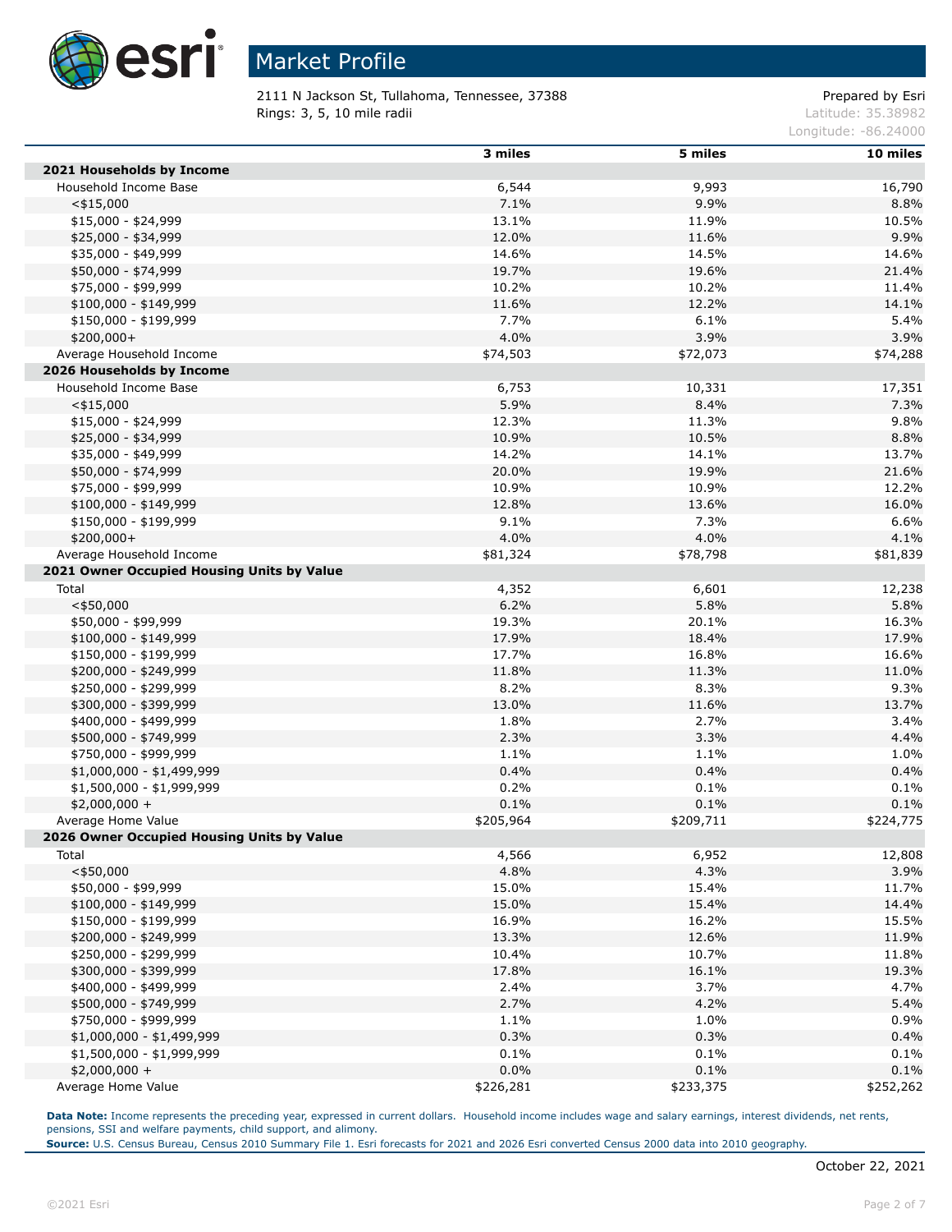# Market Profile

2111 N Jackson St, Tullahoma, Tennessee, 37388
Rings: 3, 5, 10 mile radii

Prepared by Esri
Latitude: 35.38982
Longitude: -86.24000

| | 3 miles | 5 miles | 10 miles |
|---|---|---|---|
| **2021 Households by Income** | | | |
| Household Income Base | 6,544 | 9,993 | 16,790 |
| <$15,000 | 7.1% | 9.9% | 8.8% |
| $15,000 - $24,999 | 13.1% | 11.9% | 10.5% |
| $25,000 - $34,999 | 12.0% | 11.6% | 9.9% |
| $35,000 - $49,999 | 14.6% | 14.5% | 14.6% |
| $50,000 - $74,999 | 19.7% | 19.6% | 21.4% |
| $75,000 - $99,999 | 10.2% | 10.2% | 11.4% |
| $100,000 - $149,999 | 11.6% | 12.2% | 14.1% |
| $150,000 - $199,999 | 7.7% | 6.1% | 5.4% |
| $200,000+ | 4.0% | 3.9% | 3.9% |
| Average Household Income | $74,503 | $72,073 | $74,288 |
| **2026 Households by Income** | | | |
| Household Income Base | 6,753 | 10,331 | 17,351 |
| <$15,000 | 5.9% | 8.4% | 7.3% |
| $15,000 - $24,999 | 12.3% | 11.3% | 9.8% |
| $25,000 - $34,999 | 10.9% | 10.5% | 8.8% |
| $35,000 - $49,999 | 14.2% | 14.1% | 13.7% |
| $50,000 - $74,999 | 20.0% | 19.9% | 21.6% |
| $75,000 - $99,999 | 10.9% | 10.9% | 12.2% |
| $100,000 - $149,999 | 12.8% | 13.6% | 16.0% |
| $150,000 - $199,999 | 9.1% | 7.3% | 6.6% |
| $200,000+ | 4.0% | 4.0% | 4.1% |
| Average Household Income | $81,324 | $78,798 | $81,839 |
| **2021 Owner Occupied Housing Units by Value** | | | |
| Total | 4,352 | 6,601 | 12,238 |
| <$50,000 | 6.2% | 5.8% | 5.8% |
| $50,000 - $99,999 | 19.3% | 20.1% | 16.3% |
| $100,000 - $149,999 | 17.9% | 18.4% | 17.9% |
| $150,000 - $199,999 | 17.7% | 16.8% | 16.6% |
| $200,000 - $249,999 | 11.8% | 11.3% | 11.0% |
| $250,000 - $299,999 | 8.2% | 8.3% | 9.3% |
| $300,000 - $399,999 | 13.0% | 11.6% | 13.7% |
| $400,000 - $499,999 | 1.8% | 2.7% | 3.4% |
| $500,000 - $749,999 | 2.3% | 3.3% | 4.4% |
| $750,000 - $999,999 | 1.1% | 1.1% | 1.0% |
| $1,000,000 - $1,499,999 | 0.4% | 0.4% | 0.4% |
| $1,500,000 - $1,999,999 | 0.2% | 0.1% | 0.1% |
| $2,000,000 + | 0.1% | 0.1% | 0.1% |
| Average Home Value | $205,964 | $209,711 | $224,775 |
| **2026 Owner Occupied Housing Units by Value** | | | |
| Total | 4,566 | 6,952 | 12,808 |
| <$50,000 | 4.8% | 4.3% | 3.9% |
| $50,000 - $99,999 | 15.0% | 15.4% | 11.7% |
| $100,000 - $149,999 | 15.0% | 15.4% | 14.4% |
| $150,000 - $199,999 | 16.9% | 16.2% | 15.5% |
| $200,000 - $249,999 | 13.3% | 12.6% | 11.9% |
| $250,000 - $299,999 | 10.4% | 10.7% | 11.8% |
| $300,000 - $399,999 | 17.8% | 16.1% | 19.3% |
| $400,000 - $499,999 | 2.4% | 3.7% | 4.7% |
| $500,000 - $749,999 | 2.7% | 4.2% | 5.4% |
| $750,000 - $999,999 | 1.1% | 1.0% | 0.9% |
| $1,000,000 - $1,499,999 | 0.3% | 0.3% | 0.4% |
| $1,500,000 - $1,999,999 | 0.1% | 0.1% | 0.1% |
| $2,000,000 + | 0.0% | 0.1% | 0.1% |
| Average Home Value | $226,281 | $233,375 | $252,262 |

**Data Note:** Income represents the preceding year, expressed in current dollars. Household income includes wage and salary earnings, interest dividends, net rents, pensions, SSI and welfare payments, child support, and alimony.
**Source:** U.S. Census Bureau, Census 2010 Summary File 1. Esri forecasts for 2021 and 2026 Esri converted Census 2000 data into 2010 geography.

October 22, 2021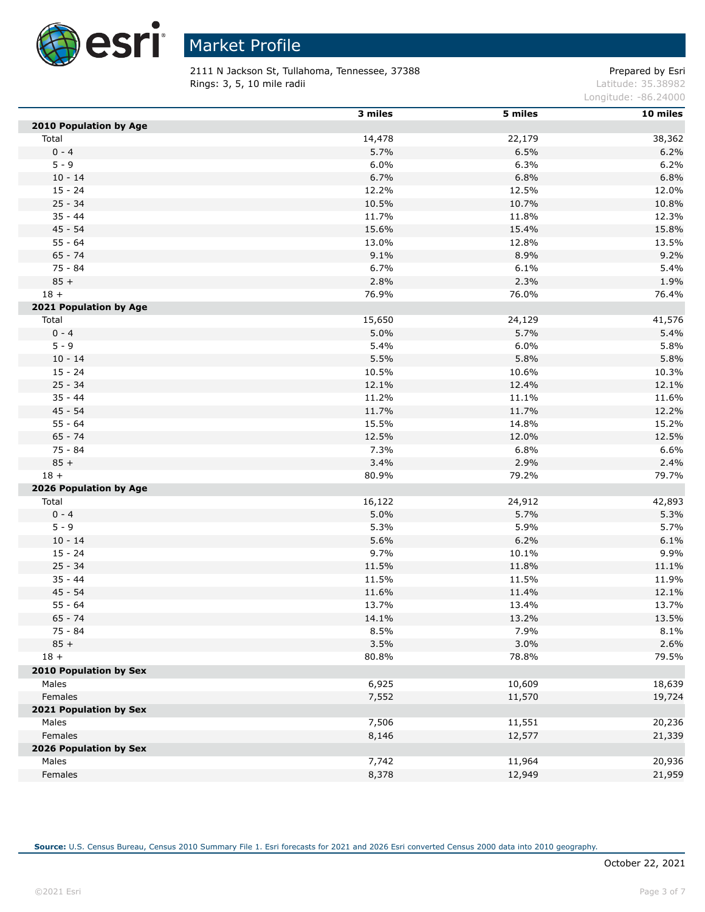# Market Profile

2111 N Jackson St, Tullahoma, Tennessee, 37388
Rings: 3, 5, 10 mile radii

Prepared by Esri
Latitude: 35.38982
Longitude: -86.24000

| | 3 miles | 5 miles | 10 miles |
|---|---|---|---|
| **2010 Population by Age** | | | |
| Total | 14,478 | 22,179 | 38,362 |
| 0 - 4 | 5.7% | 6.5% | 6.2% |
| 5 - 9 | 6.0% | 6.3% | 6.2% |
| 10 - 14 | 6.7% | 6.8% | 6.8% |
| 15 - 24 | 12.2% | 12.5% | 12.0% |
| 25 - 34 | 10.5% | 10.7% | 10.8% |
| 35 - 44 | 11.7% | 11.8% | 12.3% |
| 45 - 54 | 15.6% | 15.4% | 15.8% |
| 55 - 64 | 13.0% | 12.8% | 13.5% |
| 65 - 74 | 9.1% | 8.9% | 9.2% |
| 75 - 84 | 6.7% | 6.1% | 5.4% |
| 85 + | 2.8% | 2.3% | 1.9% |
| 18 + | 76.9% | 76.0% | 76.4% |
| **2021 Population by Age** | | | |
| Total | 15,650 | 24,129 | 41,576 |
| 0 - 4 | 5.0% | 5.7% | 5.4% |
| 5 - 9 | 5.4% | 6.0% | 5.8% |
| 10 - 14 | 5.5% | 5.8% | 5.8% |
| 15 - 24 | 10.5% | 10.6% | 10.3% |
| 25 - 34 | 12.1% | 12.4% | 12.1% |
| 35 - 44 | 11.2% | 11.1% | 11.6% |
| 45 - 54 | 11.7% | 11.7% | 12.2% |
| 55 - 64 | 15.5% | 14.8% | 15.2% |
| 65 - 74 | 12.5% | 12.0% | 12.5% |
| 75 - 84 | 7.3% | 6.8% | 6.6% |
| 85 + | 3.4% | 2.9% | 2.4% |
| 18 + | 80.9% | 79.2% | 79.7% |
| **2026 Population by Age** | | | |
| Total | 16,122 | 24,912 | 42,893 |
| 0 - 4 | 5.0% | 5.7% | 5.3% |
| 5 - 9 | 5.3% | 5.9% | 5.7% |
| 10 - 14 | 5.6% | 6.2% | 6.1% |
| 15 - 24 | 9.7% | 10.1% | 9.9% |
| 25 - 34 | 11.5% | 11.8% | 11.1% |
| 35 - 44 | 11.5% | 11.5% | 11.9% |
| 45 - 54 | 11.6% | 11.4% | 12.1% |
| 55 - 64 | 13.7% | 13.4% | 13.7% |
| 65 - 74 | 14.1% | 13.2% | 13.5% |
| 75 - 84 | 8.5% | 7.9% | 8.1% |
| 85 + | 3.5% | 3.0% | 2.6% |
| 18 + | 80.8% | 78.8% | 79.5% |
| **2010 Population by Sex** | | | |
| Males | 6,925 | 10,609 | 18,639 |
| Females | 7,552 | 11,570 | 19,724 |
| **2021 Population by Sex** | | | |
| Males | 7,506 | 11,551 | 20,236 |
| Females | 8,146 | 12,577 | 21,339 |
| **2026 Population by Sex** | | | |
| Males | 7,742 | 11,964 | 20,936 |
| Females | 8,378 | 12,949 | 21,959 |

**Source:** U.S. Census Bureau, Census 2010 Summary File 1. Esri forecasts for 2021 and 2026 Esri converted Census 2000 data into 2010 geography.

October 22, 2021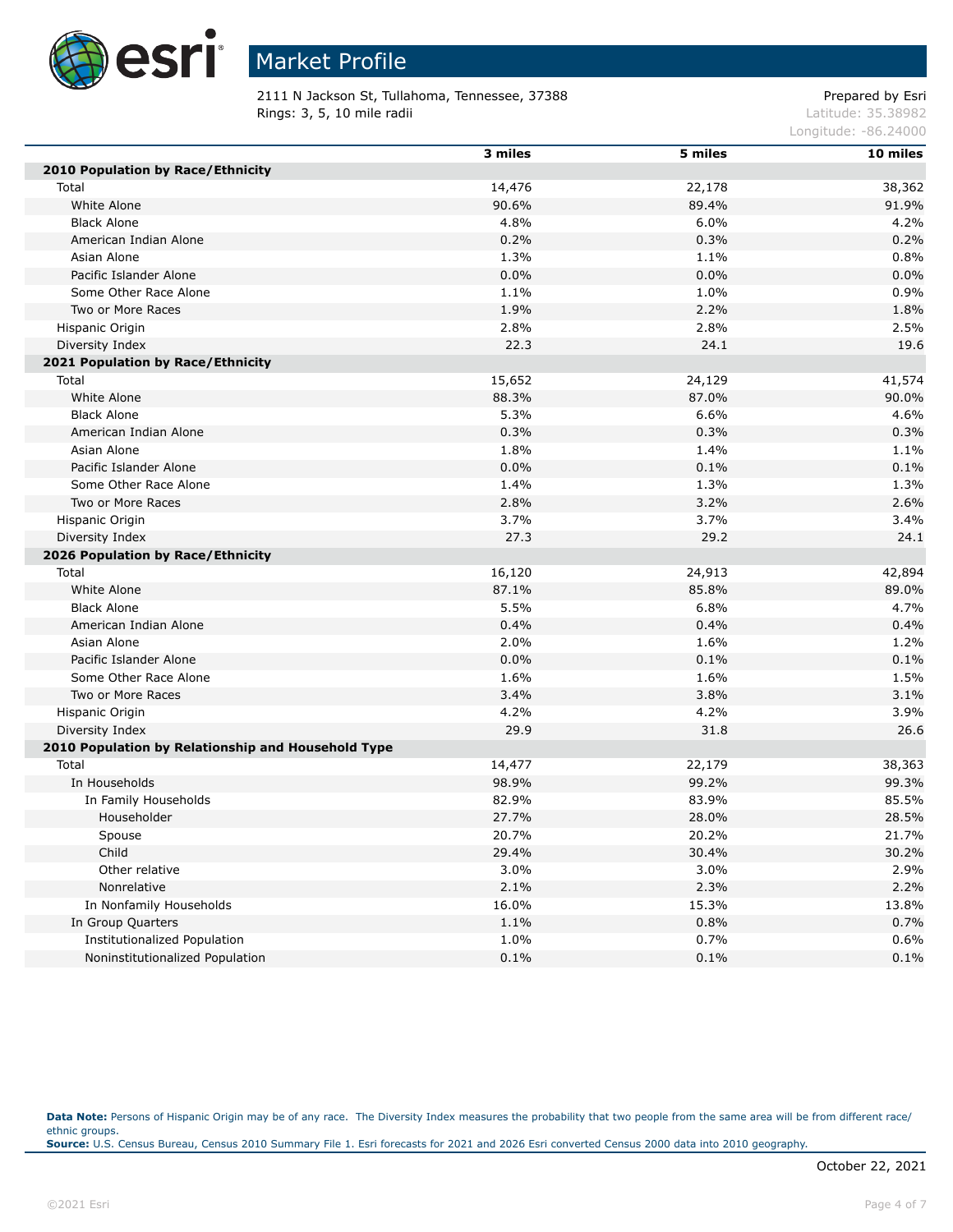# Market Profile

2111 N Jackson St, Tullahoma, Tennessee, 37388
Rings: 3, 5, 10 mile radii

Prepared by Esri
Latitude: 35.38982
Longitude: -86.24000

| | 3 miles | 5 miles | 10 miles |
|---|---|---|---|
| **2010 Population by Race/Ethnicity** | | | |
| Total | 14,476 | 22,178 | 38,362 |
| White Alone | 90.6% | 89.4% | 91.9% |
| Black Alone | 4.8% | 6.0% | 4.2% |
| American Indian Alone | 0.2% | 0.3% | 0.2% |
| Asian Alone | 1.3% | 1.1% | 0.8% |
| Pacific Islander Alone | 0.0% | 0.0% | 0.0% |
| Some Other Race Alone | 1.1% | 1.0% | 0.9% |
| Two or More Races | 1.9% | 2.2% | 1.8% |
| Hispanic Origin | 2.8% | 2.8% | 2.5% |
| Diversity Index | 22.3 | 24.1 | 19.6 |
| **2021 Population by Race/Ethnicity** | | | |
| Total | 15,652 | 24,129 | 41,574 |
| White Alone | 88.3% | 87.0% | 90.0% |
| Black Alone | 5.3% | 6.6% | 4.6% |
| American Indian Alone | 0.3% | 0.3% | 0.3% |
| Asian Alone | 1.8% | 1.4% | 1.1% |
| Pacific Islander Alone | 0.0% | 0.1% | 0.1% |
| Some Other Race Alone | 1.4% | 1.3% | 1.3% |
| Two or More Races | 2.8% | 3.2% | 2.6% |
| Hispanic Origin | 3.7% | 3.7% | 3.4% |
| Diversity Index | 27.3 | 29.2 | 24.1 |
| **2026 Population by Race/Ethnicity** | | | |
| Total | 16,120 | 24,913 | 42,894 |
| White Alone | 87.1% | 85.8% | 89.0% |
| Black Alone | 5.5% | 6.8% | 4.7% |
| American Indian Alone | 0.4% | 0.4% | 0.4% |
| Asian Alone | 2.0% | 1.6% | 1.2% |
| Pacific Islander Alone | 0.0% | 0.1% | 0.1% |
| Some Other Race Alone | 1.6% | 1.6% | 1.5% |
| Two or More Races | 3.4% | 3.8% | 3.1% |
| Hispanic Origin | 4.2% | 4.2% | 3.9% |
| Diversity Index | 29.9 | 31.8 | 26.6 |
| **2010 Population by Relationship and Household Type** | | | |
| Total | 14,477 | 22,179 | 38,363 |
| In Households | 98.9% | 99.2% | 99.3% |
| In Family Households | 82.9% | 83.9% | 85.5% |
| Householder | 27.7% | 28.0% | 28.5% |
| Spouse | 20.7% | 20.2% | 21.7% |
| Child | 29.4% | 30.4% | 30.2% |
| Other relative | 3.0% | 3.0% | 2.9% |
| Nonrelative | 2.1% | 2.3% | 2.2% |
| In Nonfamily Households | 16.0% | 15.3% | 13.8% |
| In Group Quarters | 1.1% | 0.8% | 0.7% |
| Institutionalized Population | 1.0% | 0.7% | 0.6% |
| Noninstitutionalized Population | 0.1% | 0.1% | 0.1% |

**Data Note:** Persons of Hispanic Origin may be of any race. The Diversity Index measures the probability that two people from the same area will be from different race/ethnic groups.
**Source:** U.S. Census Bureau, Census 2010 Summary File 1. Esri forecasts for 2021 and 2026 Esri converted Census 2000 data into 2010 geography.

October 22, 2021

©2021 Esri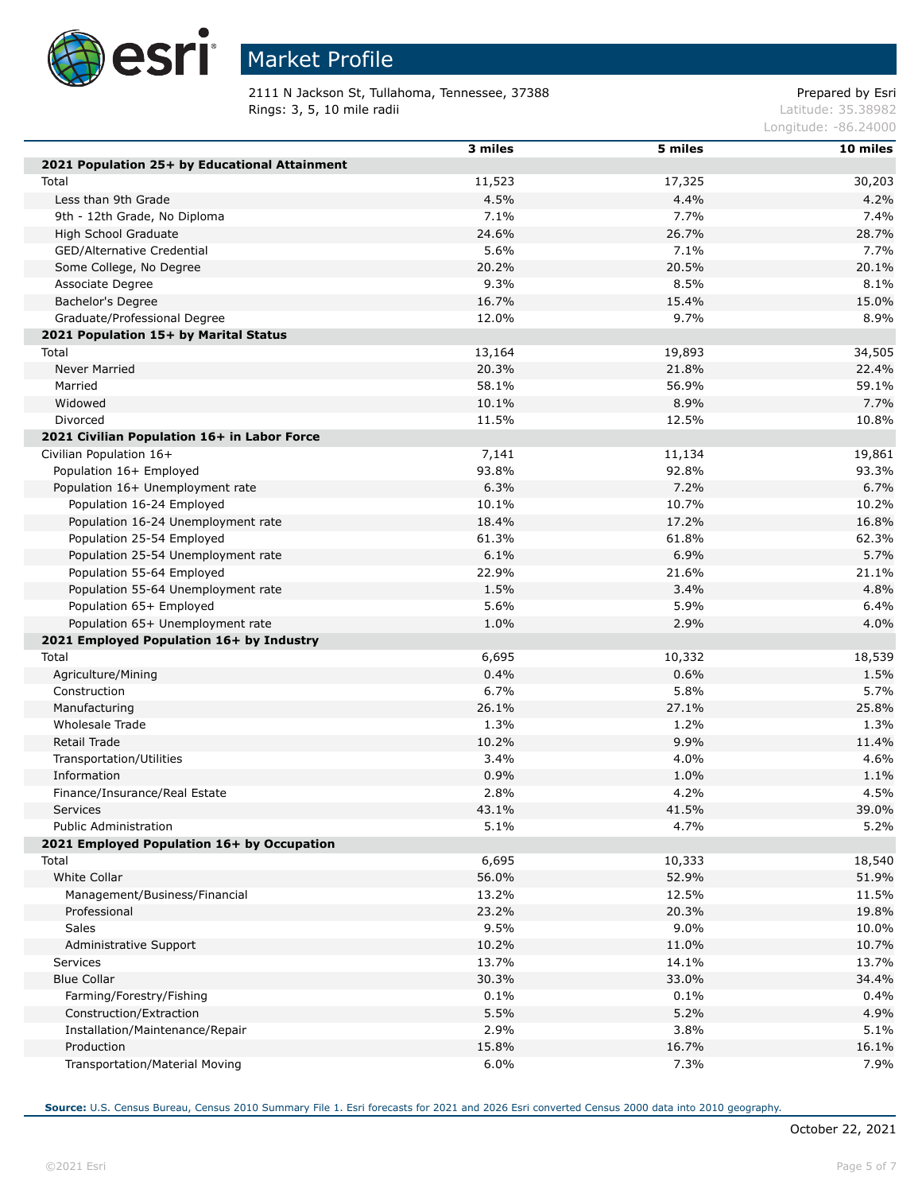# Market Profile

2111 N Jackson St, Tullahoma, Tennessee, 37388
Rings: 3, 5, 10 mile radii

Prepared by Esri
Latitude: 35.38982
Longitude: -86.24000

| | 3 miles | 5 miles | 10 miles |
|---|---|---|---|
| **2021 Population 25+ by Educational Attainment** | | | |
| Total | 11,523 | 17,325 | 30,203 |
| Less than 9th Grade | 4.5% | 4.4% | 4.2% |
| 9th - 12th Grade, No Diploma | 7.1% | 7.7% | 7.4% |
| High School Graduate | 24.6% | 26.7% | 28.7% |
| GED/Alternative Credential | 5.6% | 7.1% | 7.7% |
| Some College, No Degree | 20.2% | 20.5% | 20.1% |
| Associate Degree | 9.3% | 8.5% | 8.1% |
| Bachelor's Degree | 16.7% | 15.4% | 15.0% |
| Graduate/Professional Degree | 12.0% | 9.7% | 8.9% |
| **2021 Population 15+ by Marital Status** | | | |
| Total | 13,164 | 19,893 | 34,505 |
| Never Married | 20.3% | 21.8% | 22.4% |
| Married | 58.1% | 56.9% | 59.1% |
| Widowed | 10.1% | 8.9% | 7.7% |
| Divorced | 11.5% | 12.5% | 10.8% |
| **2021 Civilian Population 16+ in Labor Force** | | | |
| Civilian Population 16+ | 7,141 | 11,134 | 19,861 |
| Population 16+ Employed | 93.8% | 92.8% | 93.3% |
| Population 16+ Unemployment rate | 6.3% | 7.2% | 6.7% |
| Population 16-24 Employed | 10.1% | 10.7% | 10.2% |
| Population 16-24 Unemployment rate | 18.4% | 17.2% | 16.8% |
| Population 25-54 Employed | 61.3% | 61.8% | 62.3% |
| Population 25-54 Unemployment rate | 6.1% | 6.9% | 5.7% |
| Population 55-64 Employed | 22.9% | 21.6% | 21.1% |
| Population 55-64 Unemployment rate | 1.5% | 3.4% | 4.8% |
| Population 65+ Employed | 5.6% | 5.9% | 6.4% |
| Population 65+ Unemployment rate | 1.0% | 2.9% | 4.0% |
| **2021 Employed Population 16+ by Industry** | | | |
| Total | 6,695 | 10,332 | 18,539 |
| Agriculture/Mining | 0.4% | 0.6% | 1.5% |
| Construction | 6.7% | 5.8% | 5.7% |
| Manufacturing | 26.1% | 27.1% | 25.8% |
| Wholesale Trade | 1.3% | 1.2% | 1.3% |
| Retail Trade | 10.2% | 9.9% | 11.4% |
| Transportation/Utilities | 3.4% | 4.0% | 4.6% |
| Information | 0.9% | 1.0% | 1.1% |
| Finance/Insurance/Real Estate | 2.8% | 4.2% | 4.5% |
| Services | 43.1% | 41.5% | 39.0% |
| Public Administration | 5.1% | 4.7% | 5.2% |
| **2021 Employed Population 16+ by Occupation** | | | |
| Total | 6,695 | 10,333 | 18,540 |
| White Collar | 56.0% | 52.9% | 51.9% |
| Management/Business/Financial | 13.2% | 12.5% | 11.5% |
| Professional | 23.2% | 20.3% | 19.8% |
| Sales | 9.5% | 9.0% | 10.0% |
| Administrative Support | 10.2% | 11.0% | 10.7% |
| Services | 13.7% | 14.1% | 13.7% |
| Blue Collar | 30.3% | 33.0% | 34.4% |
| Farming/Forestry/Fishing | 0.1% | 0.1% | 0.4% |
| Construction/Extraction | 5.5% | 5.2% | 4.9% |
| Installation/Maintenance/Repair | 2.9% | 3.8% | 5.1% |
| Production | 15.8% | 16.7% | 16.1% |
| Transportation/Material Moving | 6.0% | 7.3% | 7.9% |

**Source:** U.S. Census Bureau, Census 2010 Summary File 1. Esri forecasts for 2021 and 2026 Esri converted Census 2000 data into 2010 geography.

October 22, 2021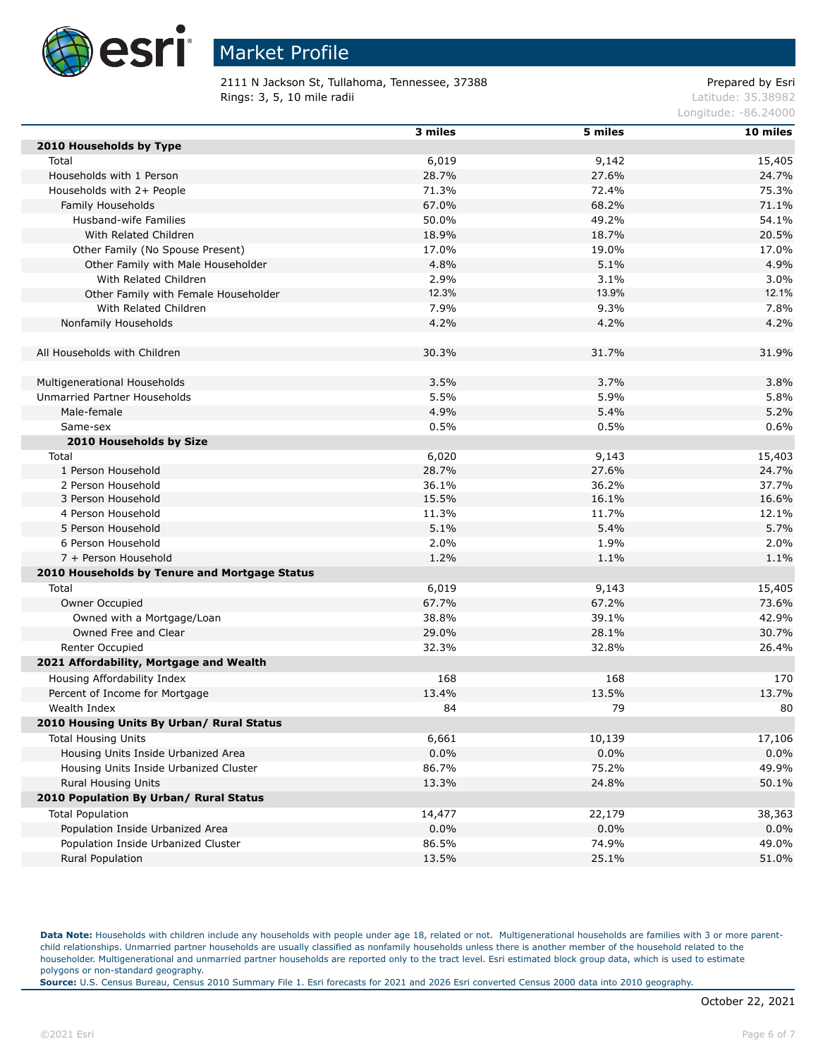# Market Profile

2111 N Jackson St, Tullahoma, Tennessee, 37388
Rings: 3, 5, 10 mile radii

Prepared by Esri
Latitude: 35.38982
Longitude: -86.24000

| | 3 miles | 5 miles | 10 miles |
|---|---|---|---|
| **2010 Households by Type** | | | |
| Total | 6,019 | 9,142 | 15,405 |
| Households with 1 Person | 28.7% | 27.6% | 24.7% |
| Households with 2+ People | 71.3% | 72.4% | 75.3% |
| Family Households | 67.0% | 68.2% | 71.1% |
| Husband-wife Families | 50.0% | 49.2% | 54.1% |
| With Related Children | 18.9% | 18.7% | 20.5% |
| Other Family (No Spouse Present) | 17.0% | 19.0% | 17.0% |
| Other Family with Male Householder | 4.8% | 5.1% | 4.9% |
| With Related Children | 2.9% | 3.1% | 3.0% |
| Other Family with Female Householder | 12.3% | 13.9% | 12.1% |
| With Related Children | 7.9% | 9.3% | 7.8% |
| Nonfamily Households | 4.2% | 4.2% | 4.2% |
| | | | |
| All Households with Children | 30.3% | 31.7% | 31.9% |
| | | | |
| Multigenerational Households | 3.5% | 3.7% | 3.8% |
| Unmarried Partner Households | 5.5% | 5.9% | 5.8% |
| Male-female | 4.9% | 5.4% | 5.2% |
| Same-sex | 0.5% | 0.5% | 0.6% |
| **2010 Households by Size** | | | |
| Total | 6,020 | 9,143 | 15,403 |
| 1 Person Household | 28.7% | 27.6% | 24.7% |
| 2 Person Household | 36.1% | 36.2% | 37.7% |
| 3 Person Household | 15.5% | 16.1% | 16.6% |
| 4 Person Household | 11.3% | 11.7% | 12.1% |
| 5 Person Household | 5.1% | 5.4% | 5.7% |
| 6 Person Household | 2.0% | 1.9% | 2.0% |
| 7 + Person Household | 1.2% | 1.1% | 1.1% |
| **2010 Households by Tenure and Mortgage Status** | | | |
| Total | 6,019 | 9,143 | 15,405 |
| Owner Occupied | 67.7% | 67.2% | 73.6% |
| Owned with a Mortgage/Loan | 38.8% | 39.1% | 42.9% |
| Owned Free and Clear | 29.0% | 28.1% | 30.7% |
| Renter Occupied | 32.3% | 32.8% | 26.4% |
| **2021 Affordability, Mortgage and Wealth** | | | |
| Housing Affordability Index | 168 | 168 | 170 |
| Percent of Income for Mortgage | 13.4% | 13.5% | 13.7% |
| Wealth Index | 84 | 79 | 80 |
| **2010 Housing Units By Urban/ Rural Status** | | | |
| Total Housing Units | 6,661 | 10,139 | 17,106 |
| Housing Units Inside Urbanized Area | 0.0% | 0.0% | 0.0% |
| Housing Units Inside Urbanized Cluster | 86.7% | 75.2% | 49.9% |
| Rural Housing Units | 13.3% | 24.8% | 50.1% |
| **2010 Population By Urban/ Rural Status** | | | |
| Total Population | 14,477 | 22,179 | 38,363 |
| Population Inside Urbanized Area | 0.0% | 0.0% | 0.0% |
| Population Inside Urbanized Cluster | 86.5% | 74.9% | 49.0% |
| Rural Population | 13.5% | 25.1% | 51.0% |

**Data Note:** Households with children include any households with people under age 18, related or not. Multigenerational households are families with 3 or more parent-child relationships. Unmarried partner households are usually classified as nonfamily households unless there is another member of the household related to the householder. Multigenerational and unmarried partner households are reported only to the tract level. Esri estimated block group data, which is used to estimate polygons or non-standard geography.
**Source:** U.S. Census Bureau, Census 2010 Summary File 1. Esri forecasts for 2021 and 2026 Esri converted Census 2000 data into 2010 geography.

October 22, 2021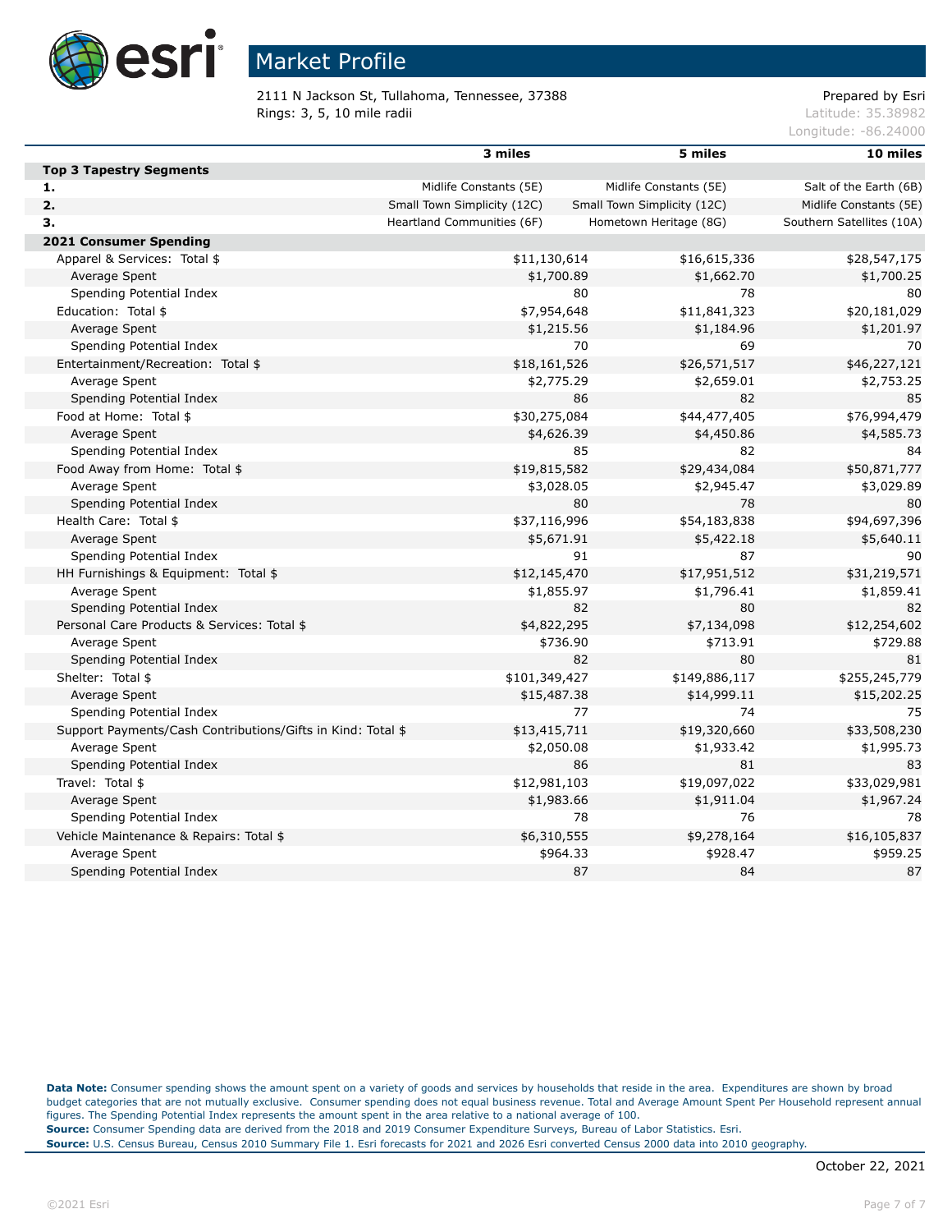# Market Profile

2111 N Jackson St, Tullahoma, Tennessee, 37388
Rings: 3, 5, 10 mile radii

Prepared by Esri
Latitude: 35.38982
Longitude: -86.24000

| | 3 miles | 5 miles | 10 miles |
|---|---|---|---|
| **Top 3 Tapestry Segments** | | | |
| **1.** | Midlife Constants (5E) | Midlife Constants (5E) | Salt of the Earth (6B) |
| **2.** | Small Town Simplicity (12C) | Small Town Simplicity (12C) | Midlife Constants (5E) |
| **3.** | Heartland Communities (6F) | Hometown Heritage (8G) | Southern Satellites (10A) |
| **2021 Consumer Spending** | | | |
| Apparel & Services: Total $ | $11,130,614 | $16,615,336 | $28,547,175 |
| Average Spent | $1,700.89 | $1,662.70 | $1,700.25 |
| Spending Potential Index | 80 | 78 | 80 |
| Education: Total $ | $7,954,648 | $11,841,323 | $20,181,029 |
| Average Spent | $1,215.56 | $1,184.96 | $1,201.97 |
| Spending Potential Index | 70 | 69 | 70 |
| Entertainment/Recreation: Total $ | $18,161,526 | $26,571,517 | $46,227,121 |
| Average Spent | $2,775.29 | $2,659.01 | $2,753.25 |
| Spending Potential Index | 86 | 82 | 85 |
| Food at Home: Total $ | $30,275,084 | $44,477,405 | $76,994,479 |
| Average Spent | $4,626.39 | $4,450.86 | $4,585.73 |
| Spending Potential Index | 85 | 82 | 84 |
| Food Away from Home: Total $ | $19,815,582 | $29,434,084 | $50,871,777 |
| Average Spent | $3,028.05 | $2,945.47 | $3,029.89 |
| Spending Potential Index | 80 | 78 | 80 |
| Health Care: Total $ | $37,116,996 | $54,183,838 | $94,697,396 |
| Average Spent | $5,671.91 | $5,422.18 | $5,640.11 |
| Spending Potential Index | 91 | 87 | 90 |
| HH Furnishings & Equipment: Total $ | $12,145,470 | $17,951,512 | $31,219,571 |
| Average Spent | $1,855.97 | $1,796.41 | $1,859.41 |
| Spending Potential Index | 82 | 80 | 82 |
| Personal Care Products & Services: Total $ | $4,822,295 | $7,134,098 | $12,254,602 |
| Average Spent | $736.90 | $713.91 | $729.88 |
| Spending Potential Index | 82 | 80 | 81 |
| Shelter: Total $ | $101,349,427 | $149,886,117 | $255,245,779 |
| Average Spent | $15,487.38 | $14,999.11 | $15,202.25 |
| Spending Potential Index | 77 | 74 | 75 |
| Support Payments/Cash Contributions/Gifts in Kind: Total $ | $13,415,711 | $19,320,660 | $33,508,230 |
| Average Spent | $2,050.08 | $1,933.42 | $1,995.73 |
| Spending Potential Index | 86 | 81 | 83 |
| Travel: Total $ | $12,981,103 | $19,097,022 | $33,029,981 |
| Average Spent | $1,983.66 | $1,911.04 | $1,967.24 |
| Spending Potential Index | 78 | 76 | 78 |
| Vehicle Maintenance & Repairs: Total $ | $6,310,555 | $9,278,164 | $16,105,837 |
| Average Spent | $964.33 | $928.47 | $959.25 |
| Spending Potential Index | 87 | 84 | 87 |

**Data Note:** Consumer spending shows the amount spent on a variety of goods and services by households that reside in the area. Expenditures are shown by broad budget categories that are not mutually exclusive. Consumer spending does not equal business revenue. Total and Average Amount Spent Per Household represent annual figures. The Spending Potential Index represents the amount spent in the area relative to a national average of 100.
**Source:** Consumer Spending data are derived from the 2018 and 2019 Consumer Expenditure Surveys, Bureau of Labor Statistics. Esri.
**Source:** U.S. Census Bureau, Census 2010 Summary File 1. Esri forecasts for 2021 and 2026 Esri converted Census 2000 data into 2010 geography.

October 22, 2021